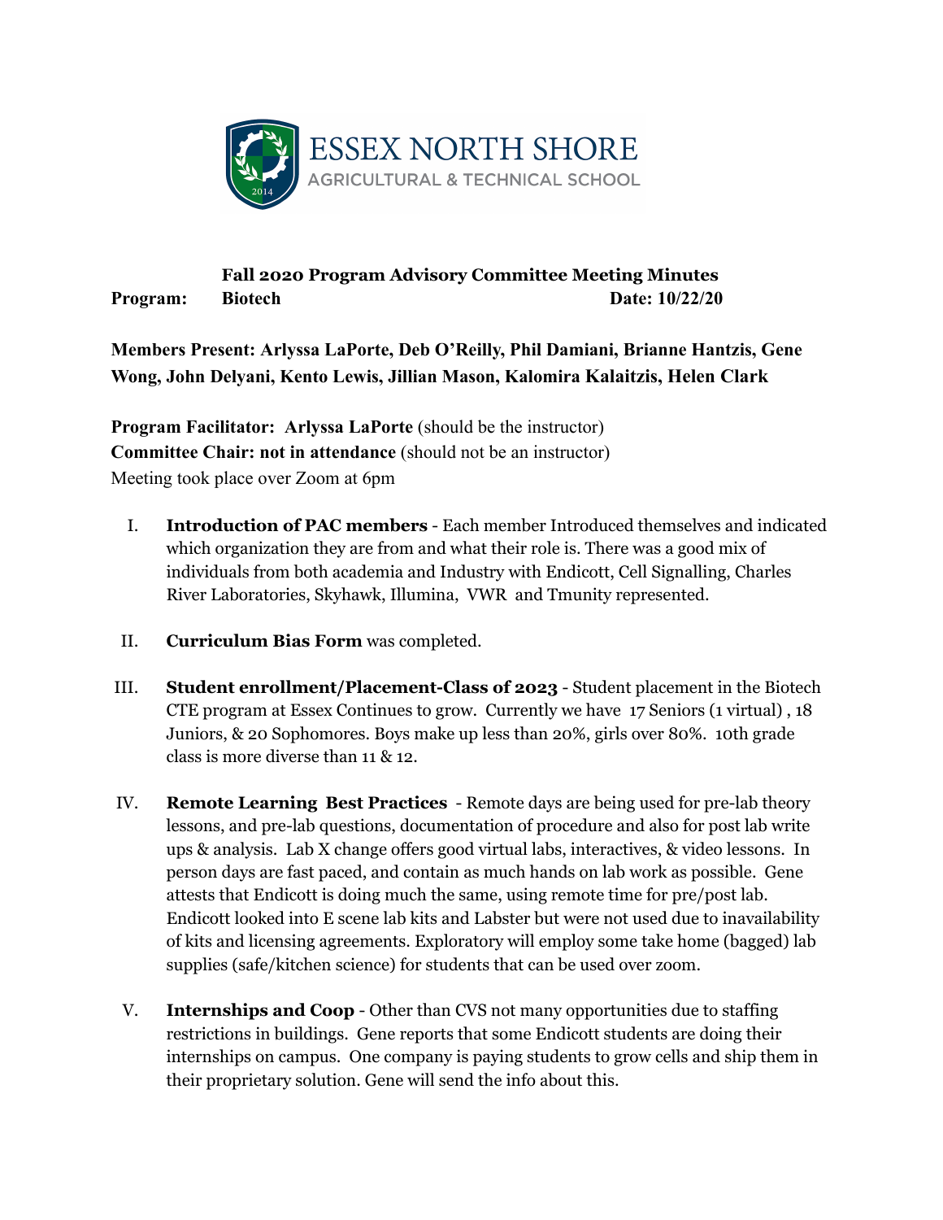ESSEX NORTH SHORE
AGRICULTURAL & TECHNICAL SCHOOL

# Fall 2020 Program Advisory Committee Meeting Minutes

**Program: Biotech** **Date: 10/22/20**

**Members Present: Arlyssa LaPorte, Deb O'Reilly, Phil Damiani, Brianne Hantzis, Gene Wong, John Delyani, Kento Lewis, Jillian Mason, Kalomira Kalaitzis, Helen Clark**

**Program Facilitator: Arlyssa LaPorte** (should be the instructor)
**Committee Chair: not in attendance** (should not be an instructor)
Meeting took place over Zoom at 6pm

I. **Introduction of PAC members** - Each member Introduced themselves and indicated which organization they are from and what their role is. There was a good mix of individuals from both academia and Industry with Endicott, Cell Signalling, Charles River Laboratories, Skyhawk, Illumina, VWR and Tmunity represented.

II. **Curriculum Bias Form** was completed.

III. **Student enrollment/Placement-Class of 2023** - Student placement in the Biotech CTE program at Essex Continues to grow. Currently we have 17 Seniors (1 virtual) , 18 Juniors, & 20 Sophomores. Boys make up less than 20%, girls over 80%. 10th grade class is more diverse than 11 & 12.

IV. **Remote Learning Best Practices** - Remote days are being used for pre-lab theory lessons, and pre-lab questions, documentation of procedure and also for post lab write ups & analysis. Lab X change offers good virtual labs, interactives, & video lessons. In person days are fast paced, and contain as much hands on lab work as possible. Gene attests that Endicott is doing much the same, using remote time for pre/post lab. Endicott looked into E scene lab kits and Labster but were not used due to inavailability of kits and licensing agreements. Exploratory will employ some take home (bagged) lab supplies (safe/kitchen science) for students that can be used over zoom.

V. **Internships and Coop** - Other than CVS not many opportunities due to staffing restrictions in buildings. Gene reports that some Endicott students are doing their internships on campus. One company is paying students to grow cells and ship them in their proprietary solution. Gene will send the info about this.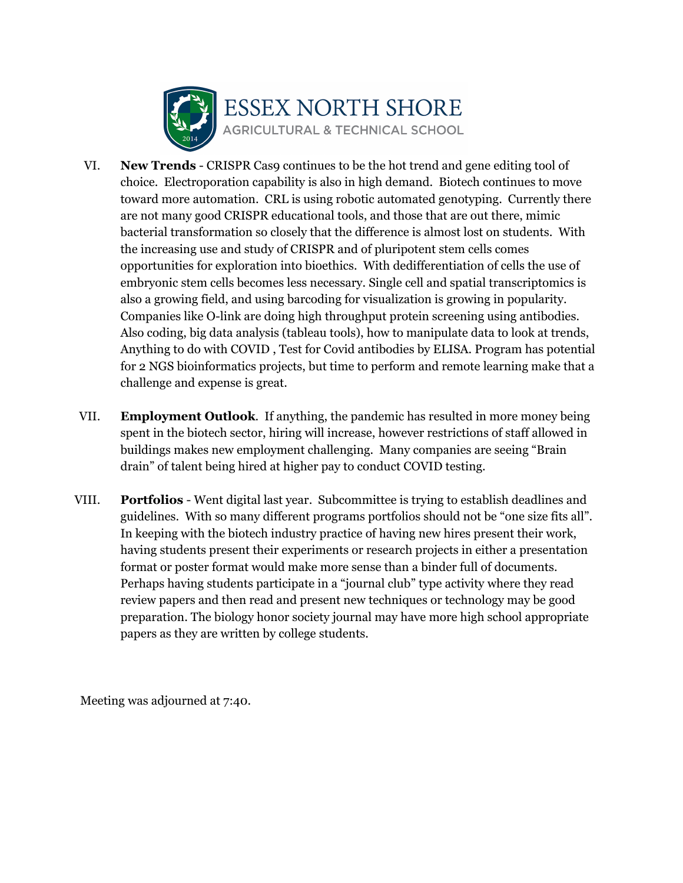ESSEX NORTH SHORE
AGRICULTURAL & TECHNICAL SCHOOL

VI. **New Trends** - CRISPR Cas9 continues to be the hot trend and gene editing tool of choice. Electroporation capability is also in high demand. Biotech continues to move toward more automation. CRL is using robotic automated genotyping. Currently there are not many good CRISPR educational tools, and those that are out there, mimic bacterial transformation so closely that the difference is almost lost on students. With the increasing use and study of CRISPR and of pluripotent stem cells comes opportunities for exploration into bioethics. With dedifferentiation of cells the use of embryonic stem cells becomes less necessary. Single cell and spatial transcriptomics is also a growing field, and using barcoding for visualization is growing in popularity. Companies like O-link are doing high throughput protein screening using antibodies. Also coding, big data analysis (tableau tools), how to manipulate data to look at trends, Anything to do with COVID , Test for Covid antibodies by ELISA. Program has potential for 2 NGS bioinformatics projects, but time to perform and remote learning make that a challenge and expense is great.

VII. **Employment Outlook**. If anything, the pandemic has resulted in more money being spent in the biotech sector, hiring will increase, however restrictions of staff allowed in buildings makes new employment challenging. Many companies are seeing "Brain drain" of talent being hired at higher pay to conduct COVID testing.

VIII. **Portfolios** - Went digital last year. Subcommittee is trying to establish deadlines and guidelines. With so many different programs portfolios should not be "one size fits all". In keeping with the biotech industry practice of having new hires present their work, having students present their experiments or research projects in either a presentation format or poster format would make more sense than a binder full of documents. Perhaps having students participate in a "journal club" type activity where they read review papers and then read and present new techniques or technology may be good preparation. The biology honor society journal may have more high school appropriate papers as they are written by college students.

Meeting was adjourned at 7:40.